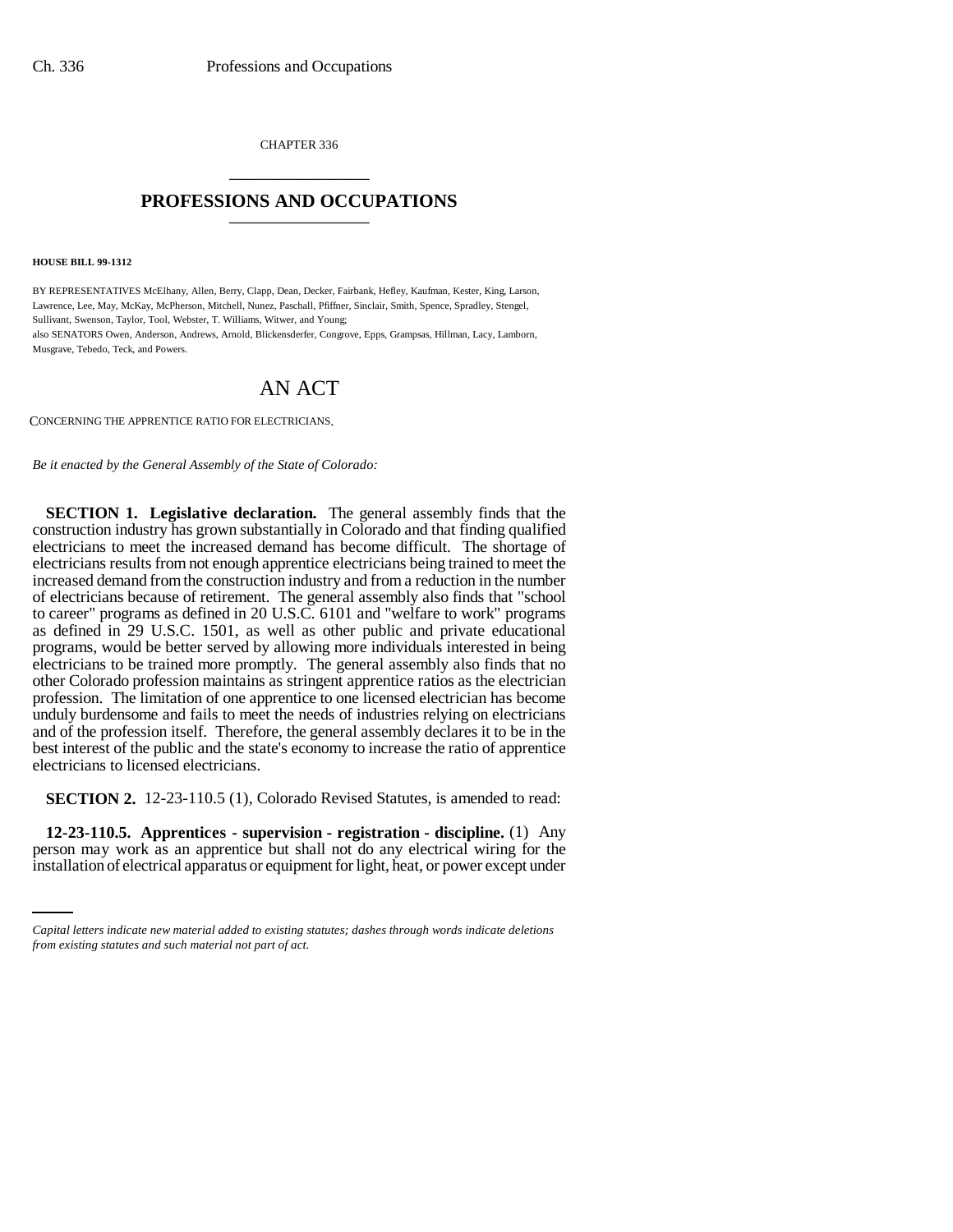CHAPTER 336

# PROFESSIONS AND OCCUPATIONS

**HOUSE BILL 99-1312**

BY REPRESENTATIVES McElhany, Allen, Berry, Clapp, Dean, Decker, Fairbank, Hefley, Kaufman, Kester, King, Larson, Lawrence, Lee, May, McKay, McPherson, Mitchell, Nunez, Paschall, Pfiffner, Sinclair, Smith, Spence, Spradley, Stengel, Sullivant, Swenson, Taylor, Tool, Webster, T. Williams, Witwer, and Young;
also SENATORS Owen, Anderson, Andrews, Arnold, Blickensderfer, Congrove, Epps, Grampsas, Hillman, Lacy, Lamborn, Musgrave, Tebedo, Teck, and Powers.

# AN ACT

CONCERNING THE APPRENTICE RATIO FOR ELECTRICIANS.

*Be it enacted by the General Assembly of the State of Colorado:*

**SECTION 1. Legislative declaration.** The general assembly finds that the construction industry has grown substantially in Colorado and that finding qualified electricians to meet the increased demand has become difficult. The shortage of electricians results from not enough apprentice electricians being trained to meet the increased demand from the construction industry and from a reduction in the number of electricians because of retirement. The general assembly also finds that "school to career" programs as defined in 20 U.S.C. 6101 and "welfare to work" programs as defined in 29 U.S.C. 1501, as well as other public and private educational programs, would be better served by allowing more individuals interested in being electricians to be trained more promptly. The general assembly also finds that no other Colorado profession maintains as stringent apprentice ratios as the electrician profession. The limitation of one apprentice to one licensed electrician has become unduly burdensome and fails to meet the needs of industries relying on electricians and of the profession itself. Therefore, the general assembly declares it to be in the best interest of the public and the state's economy to increase the ratio of apprentice electricians to licensed electricians.

**SECTION 2.** 12-23-110.5 (1), Colorado Revised Statutes, is amended to read:

**12-23-110.5. Apprentices - supervision - registration - discipline.** (1) Any person may work as an apprentice but shall not do any electrical wiring for the installation of electrical apparatus or equipment for light, heat, or power except under

*Capital letters indicate new material added to existing statutes; dashes through words indicate deletions from existing statutes and such material not part of act.*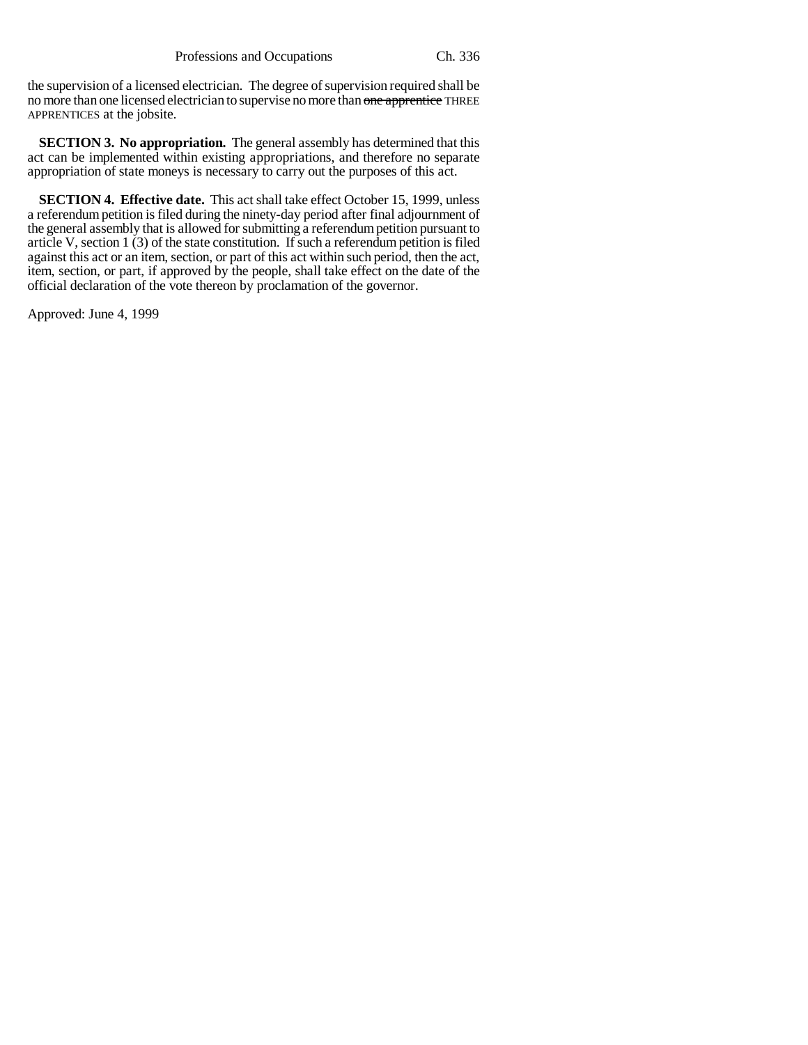the supervision of a licensed electrician. The degree of supervision required shall be no more than one licensed electrician to supervise no more than ~~one apprentice~~ THREE APPRENTICES at the jobsite.

**SECTION 3. No appropriation.** The general assembly has determined that this act can be implemented within existing appropriations, and therefore no separate appropriation of state moneys is necessary to carry out the purposes of this act.

**SECTION 4. Effective date.** This act shall take effect October 15, 1999, unless a referendum petition is filed during the ninety-day period after final adjournment of the general assembly that is allowed for submitting a referendum petition pursuant to article V, section 1 (3) of the state constitution. If such a referendum petition is filed against this act or an item, section, or part of this act within such period, then the act, item, section, or part, if approved by the people, shall take effect on the date of the official declaration of the vote thereon by proclamation of the governor.

Approved: June 4, 1999